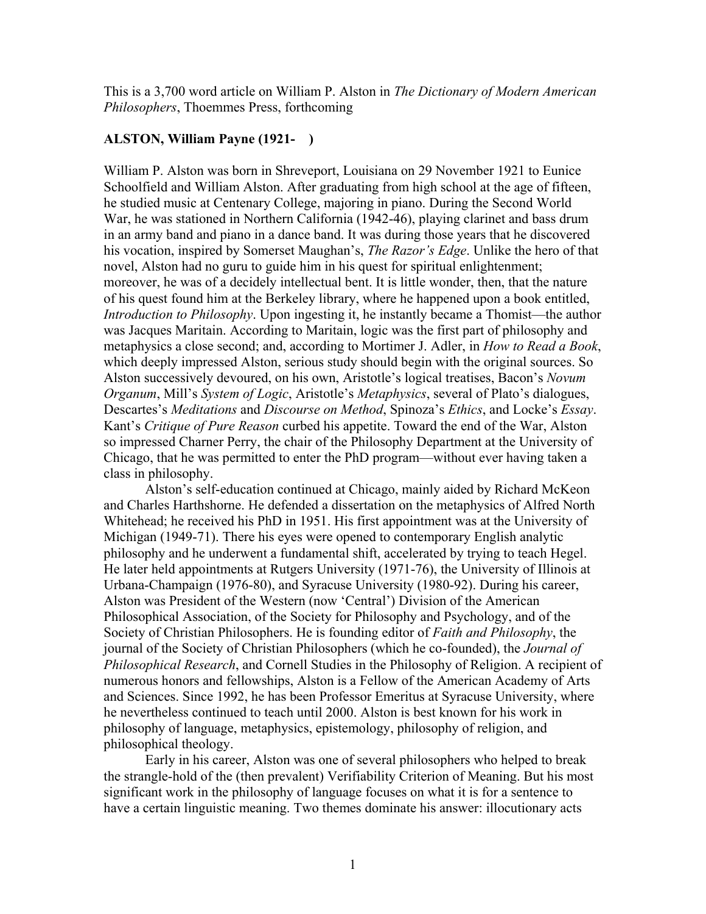This is a 3,700 word article on William P. Alston in *The Dictionary of Modern American Philosophers*, Thoemmes Press, forthcoming

**ALSTON, William Payne (1921- )**

William P. Alston was born in Shreveport, Louisiana on 29 November 1921 to Eunice Schoolfield and William Alston. After graduating from high school at the age of fifteen, he studied music at Centenary College, majoring in piano. During the Second World War, he was stationed in Northern California (1942-46), playing clarinet and bass drum in an army band and piano in a dance band. It was during those years that he discovered his vocation, inspired by Somerset Maughan's, *The Razor's Edge*. Unlike the hero of that novel, Alston had no guru to guide him in his quest for spiritual enlightenment; moreover, he was of a decidely intellectual bent. It is little wonder, then, that the nature of his quest found him at the Berkeley library, where he happened upon a book entitled, *Introduction to Philosophy*. Upon ingesting it, he instantly became a Thomist—the author was Jacques Maritain. According to Maritain, logic was the first part of philosophy and metaphysics a close second; and, according to Mortimer J. Adler, in *How to Read a Book*, which deeply impressed Alston, serious study should begin with the original sources. So Alston successively devoured, on his own, Aristotle's logical treatises, Bacon's *Novum Organum*, Mill's *System of Logic*, Aristotle's *Metaphysics*, several of Plato's dialogues, Descartes's *Meditations* and *Discourse on Method*, Spinoza's *Ethics*, and Locke's *Essay*. Kant's *Critique of Pure Reason* curbed his appetite. Toward the end of the War, Alston so impressed Charner Perry, the chair of the Philosophy Department at the University of Chicago, that he was permitted to enter the PhD program—without ever having taken a class in philosophy.

Alston's self-education continued at Chicago, mainly aided by Richard McKeon and Charles Harthshorne. He defended a dissertation on the metaphysics of Alfred North Whitehead; he received his PhD in 1951. His first appointment was at the University of Michigan (1949-71). There his eyes were opened to contemporary English analytic philosophy and he underwent a fundamental shift, accelerated by trying to teach Hegel. He later held appointments at Rutgers University (1971-76), the University of Illinois at Urbana-Champaign (1976-80), and Syracuse University (1980-92). During his career, Alston was President of the Western (now 'Central') Division of the American Philosophical Association, of the Society for Philosophy and Psychology, and of the Society of Christian Philosophers. He is founding editor of *Faith and Philosophy*, the journal of the Society of Christian Philosophers (which he co-founded), the *Journal of Philosophical Research*, and Cornell Studies in the Philosophy of Religion. A recipient of numerous honors and fellowships, Alston is a Fellow of the American Academy of Arts and Sciences. Since 1992, he has been Professor Emeritus at Syracuse University, where he nevertheless continued to teach until 2000. Alston is best known for his work in philosophy of language, metaphysics, epistemology, philosophy of religion, and philosophical theology.

Early in his career, Alston was one of several philosophers who helped to break the strangle-hold of the (then prevalent) Verifiability Criterion of Meaning. But his most significant work in the philosophy of language focuses on what it is for a sentence to have a certain linguistic meaning. Two themes dominate his answer: illocutionary acts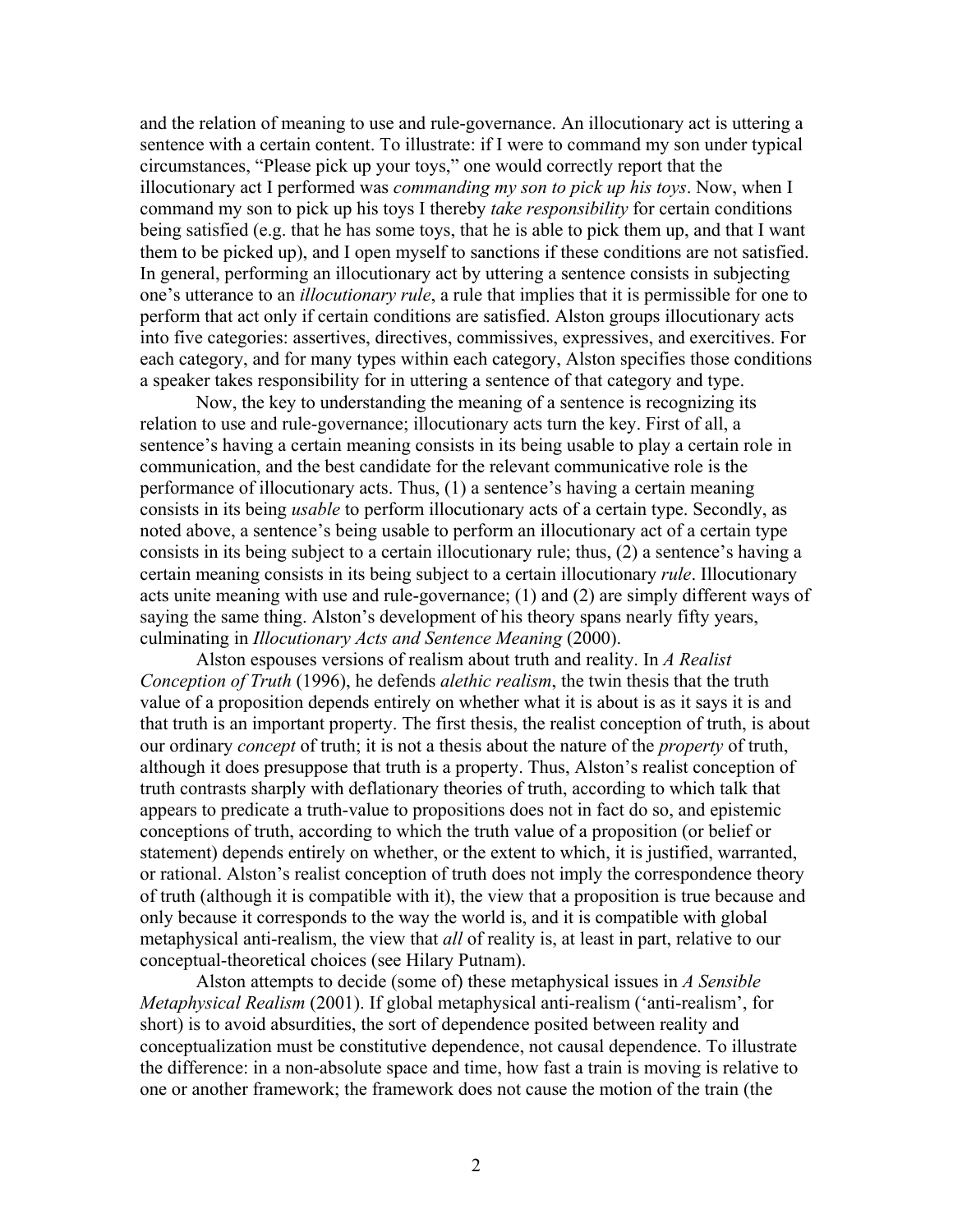and the relation of meaning to use and rule-governance. An illocutionary act is uttering a sentence with a certain content. To illustrate: if I were to command my son under typical circumstances, "Please pick up your toys," one would correctly report that the illocutionary act I performed was *commanding my son to pick up his toys*. Now, when I command my son to pick up his toys I thereby *take responsibility* for certain conditions being satisfied (e.g. that he has some toys, that he is able to pick them up, and that I want them to be picked up), and I open myself to sanctions if these conditions are not satisfied. In general, performing an illocutionary act by uttering a sentence consists in subjecting one's utterance to an *illocutionary rule*, a rule that implies that it is permissible for one to perform that act only if certain conditions are satisfied. Alston groups illocutionary acts into five categories: assertives, directives, commissives, expressives, and exercitives. For each category, and for many types within each category, Alston specifies those conditions a speaker takes responsibility for in uttering a sentence of that category and type.

Now, the key to understanding the meaning of a sentence is recognizing its relation to use and rule-governance; illocutionary acts turn the key. First of all, a sentence's having a certain meaning consists in its being usable to play a certain role in communication, and the best candidate for the relevant communicative role is the performance of illocutionary acts. Thus, (1) a sentence's having a certain meaning consists in its being *usable* to perform illocutionary acts of a certain type. Secondly, as noted above, a sentence's being usable to perform an illocutionary act of a certain type consists in its being subject to a certain illocutionary rule; thus, (2) a sentence's having a certain meaning consists in its being subject to a certain illocutionary *rule*. Illocutionary acts unite meaning with use and rule-governance; (1) and (2) are simply different ways of saying the same thing. Alston's development of his theory spans nearly fifty years, culminating in *Illocutionary Acts and Sentence Meaning* (2000).

Alston espouses versions of realism about truth and reality. In *A Realist Conception of Truth* (1996), he defends *alethic realism*, the twin thesis that the truth value of a proposition depends entirely on whether what it is about is as it says it is and that truth is an important property. The first thesis, the realist conception of truth, is about our ordinary *concept* of truth; it is not a thesis about the nature of the *property* of truth, although it does presuppose that truth is a property. Thus, Alston's realist conception of truth contrasts sharply with deflationary theories of truth, according to which talk that appears to predicate a truth-value to propositions does not in fact do so, and epistemic conceptions of truth, according to which the truth value of a proposition (or belief or statement) depends entirely on whether, or the extent to which, it is justified, warranted, or rational. Alston's realist conception of truth does not imply the correspondence theory of truth (although it is compatible with it), the view that a proposition is true because and only because it corresponds to the way the world is, and it is compatible with global metaphysical anti-realism, the view that *all* of reality is, at least in part, relative to our conceptual-theoretical choices (see Hilary Putnam).

Alston attempts to decide (some of) these metaphysical issues in *A Sensible Metaphysical Realism* (2001). If global metaphysical anti-realism ('anti-realism', for short) is to avoid absurdities, the sort of dependence posited between reality and conceptualization must be constitutive dependence, not causal dependence. To illustrate the difference: in a non-absolute space and time, how fast a train is moving is relative to one or another framework; the framework does not cause the motion of the train (the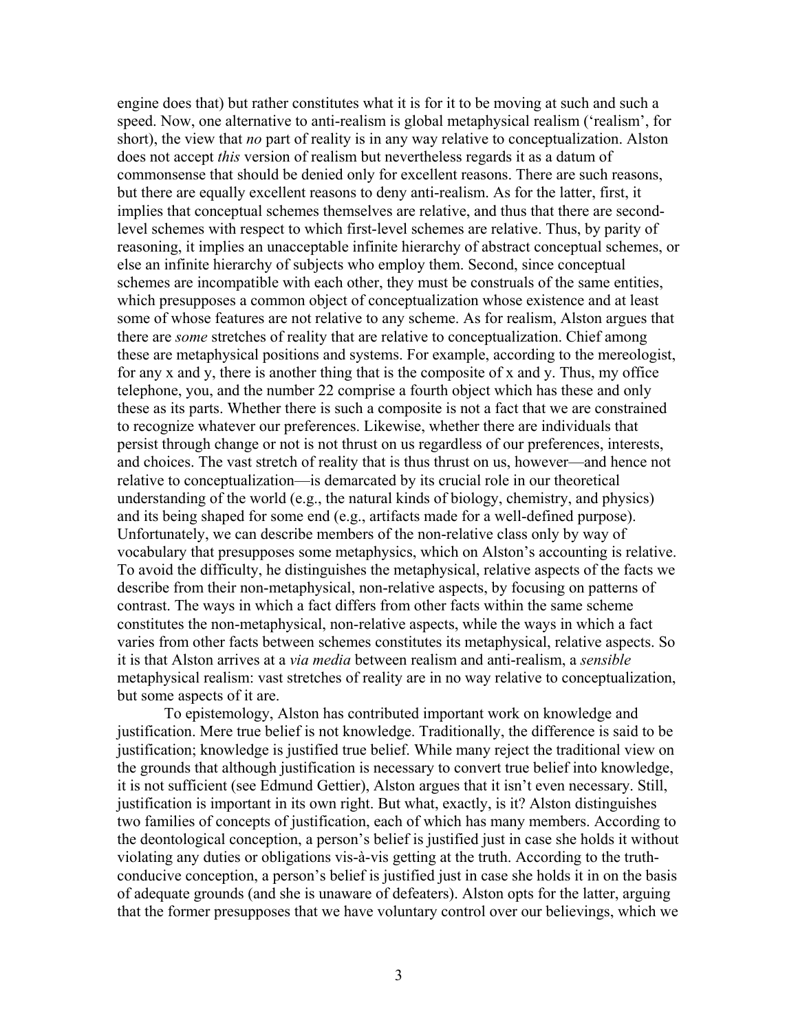engine does that) but rather constitutes what it is for it to be moving at such and such a speed. Now, one alternative to anti-realism is global metaphysical realism ('realism', for short), the view that *no* part of reality is in any way relative to conceptualization. Alston does not accept *this* version of realism but nevertheless regards it as a datum of commonsense that should be denied only for excellent reasons. There are such reasons, but there are equally excellent reasons to deny anti-realism. As for the latter, first, it implies that conceptual schemes themselves are relative, and thus that there are second-level schemes with respect to which first-level schemes are relative. Thus, by parity of reasoning, it implies an unacceptable infinite hierarchy of abstract conceptual schemes, or else an infinite hierarchy of subjects who employ them. Second, since conceptual schemes are incompatible with each other, they must be construals of the same entities, which presupposes a common object of conceptualization whose existence and at least some of whose features are not relative to any scheme. As for realism, Alston argues that there are *some* stretches of reality that are relative to conceptualization. Chief among these are metaphysical positions and systems. For example, according to the mereologist, for any x and y, there is another thing that is the composite of x and y. Thus, my office telephone, you, and the number 22 comprise a fourth object which has these and only these as its parts. Whether there is such a composite is not a fact that we are constrained to recognize whatever our preferences. Likewise, whether there are individuals that persist through change or not is not thrust on us regardless of our preferences, interests, and choices. The vast stretch of reality that is thus thrust on us, however—and hence not relative to conceptualization—is demarcated by its crucial role in our theoretical understanding of the world (e.g., the natural kinds of biology, chemistry, and physics) and its being shaped for some end (e.g., artifacts made for a well-defined purpose). Unfortunately, we can describe members of the non-relative class only by way of vocabulary that presupposes some metaphysics, which on Alston's accounting is relative. To avoid the difficulty, he distinguishes the metaphysical, relative aspects of the facts we describe from their non-metaphysical, non-relative aspects, by focusing on patterns of contrast. The ways in which a fact differs from other facts within the same scheme constitutes the non-metaphysical, non-relative aspects, while the ways in which a fact varies from other facts between schemes constitutes its metaphysical, relative aspects. So it is that Alston arrives at a *via media* between realism and anti-realism, a *sensible* metaphysical realism: vast stretches of reality are in no way relative to conceptualization, but some aspects of it are.

To epistemology, Alston has contributed important work on knowledge and justification. Mere true belief is not knowledge. Traditionally, the difference is said to be justification; knowledge is justified true belief. While many reject the traditional view on the grounds that although justification is necessary to convert true belief into knowledge, it is not sufficient (see Edmund Gettier), Alston argues that it isn't even necessary. Still, justification is important in its own right. But what, exactly, is it? Alston distinguishes two families of concepts of justification, each of which has many members. According to the deontological conception, a person's belief is justified just in case she holds it without violating any duties or obligations vis-à-vis getting at the truth. According to the truth-conducive conception, a person's belief is justified just in case she holds it in on the basis of adequate grounds (and she is unaware of defeaters). Alston opts for the latter, arguing that the former presupposes that we have voluntary control over our believings, which we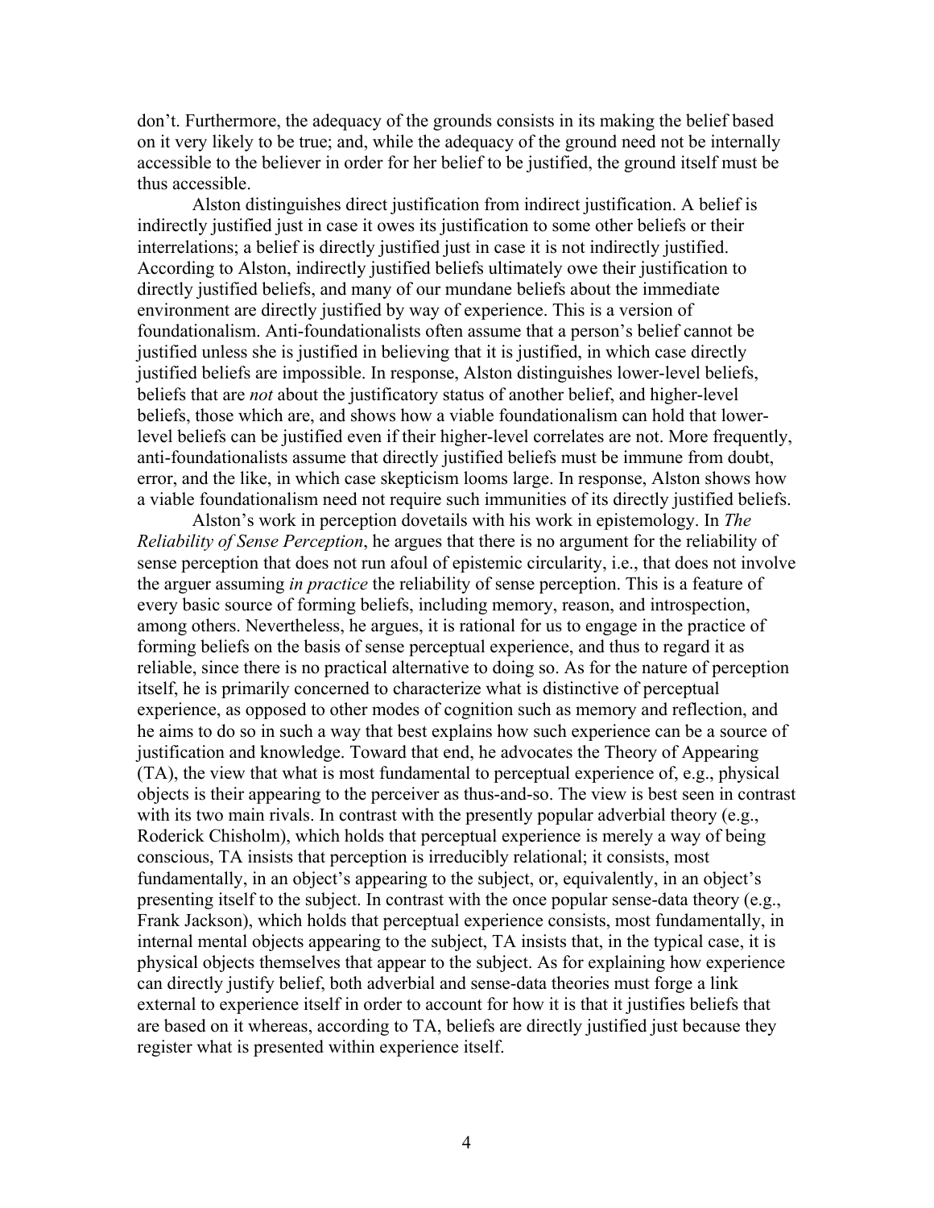don't. Furthermore, the adequacy of the grounds consists in its making the belief based on it very likely to be true; and, while the adequacy of the ground need not be internally accessible to the believer in order for her belief to be justified, the ground itself must be thus accessible.

Alston distinguishes direct justification from indirect justification. A belief is indirectly justified just in case it owes its justification to some other beliefs or their interrelations; a belief is directly justified just in case it is not indirectly justified. According to Alston, indirectly justified beliefs ultimately owe their justification to directly justified beliefs, and many of our mundane beliefs about the immediate environment are directly justified by way of experience. This is a version of foundationalism. Anti-foundationalists often assume that a person's belief cannot be justified unless she is justified in believing that it is justified, in which case directly justified beliefs are impossible. In response, Alston distinguishes lower-level beliefs, beliefs that are *not* about the justificatory status of another belief, and higher-level beliefs, those which are, and shows how a viable foundationalism can hold that lower-level beliefs can be justified even if their higher-level correlates are not. More frequently, anti-foundationalists assume that directly justified beliefs must be immune from doubt, error, and the like, in which case skepticism looms large. In response, Alston shows how a viable foundationalism need not require such immunities of its directly justified beliefs.

Alston's work in perception dovetails with his work in epistemology. In *The Reliability of Sense Perception*, he argues that there is no argument for the reliability of sense perception that does not run afoul of epistemic circularity, i.e., that does not involve the arguer assuming *in practice* the reliability of sense perception. This is a feature of every basic source of forming beliefs, including memory, reason, and introspection, among others. Nevertheless, he argues, it is rational for us to engage in the practice of forming beliefs on the basis of sense perceptual experience, and thus to regard it as reliable, since there is no practical alternative to doing so. As for the nature of perception itself, he is primarily concerned to characterize what is distinctive of perceptual experience, as opposed to other modes of cognition such as memory and reflection, and he aims to do so in such a way that best explains how such experience can be a source of justification and knowledge. Toward that end, he advocates the Theory of Appearing (TA), the view that what is most fundamental to perceptual experience of, e.g., physical objects is their appearing to the perceiver as thus-and-so. The view is best seen in contrast with its two main rivals. In contrast with the presently popular adverbial theory (e.g., Roderick Chisholm), which holds that perceptual experience is merely a way of being conscious, TA insists that perception is irreducibly relational; it consists, most fundamentally, in an object's appearing to the subject, or, equivalently, in an object's presenting itself to the subject. In contrast with the once popular sense-data theory (e.g., Frank Jackson), which holds that perceptual experience consists, most fundamentally, in internal mental objects appearing to the subject, TA insists that, in the typical case, it is physical objects themselves that appear to the subject. As for explaining how experience can directly justify belief, both adverbial and sense-data theories must forge a link external to experience itself in order to account for how it is that it justifies beliefs that are based on it whereas, according to TA, beliefs are directly justified just because they register what is presented within experience itself.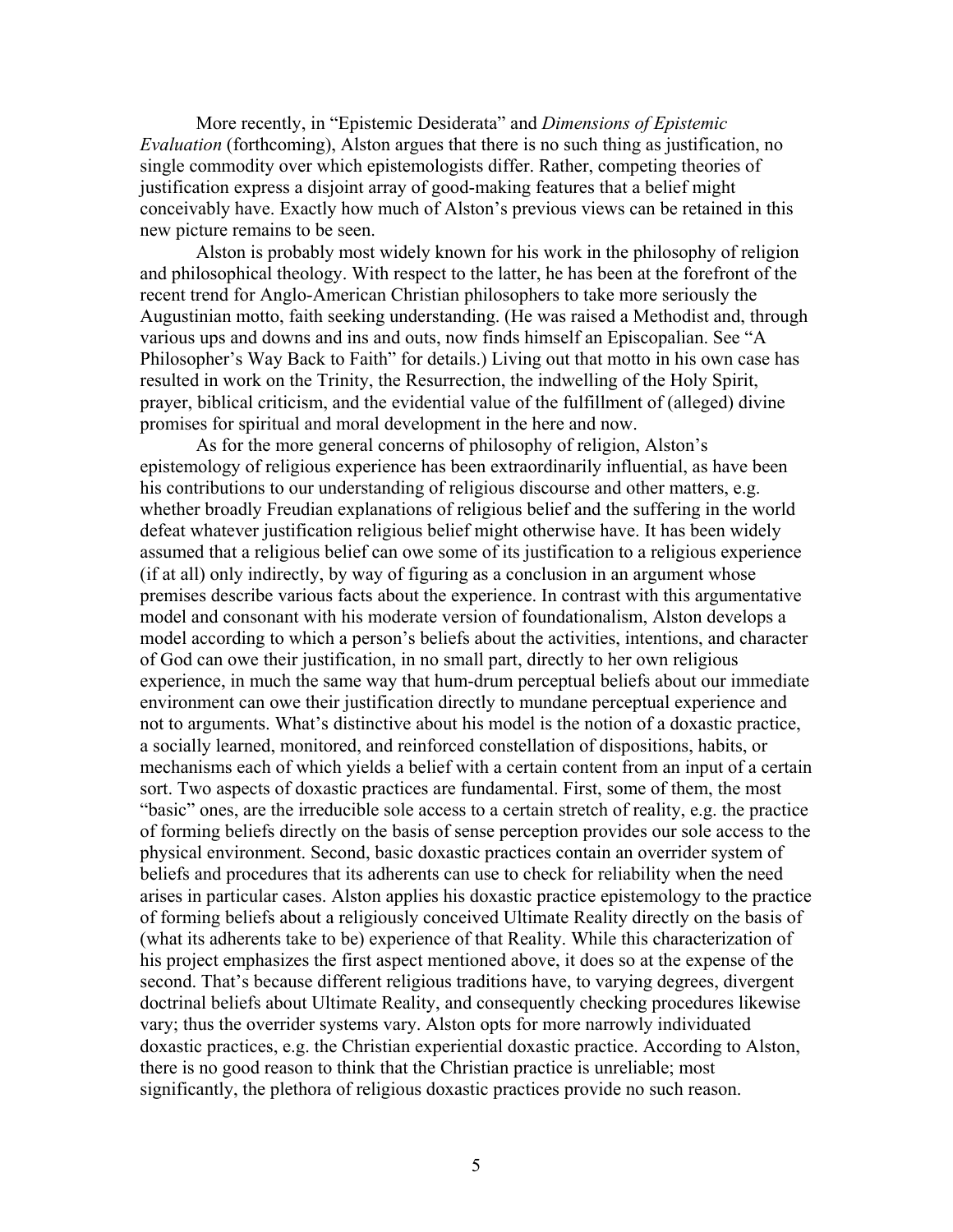More recently, in "Epistemic Desiderata" and *Dimensions of Epistemic Evaluation* (forthcoming), Alston argues that there is no such thing as justification, no single commodity over which epistemologists differ. Rather, competing theories of justification express a disjoint array of good-making features that a belief might conceivably have. Exactly how much of Alston's previous views can be retained in this new picture remains to be seen.

Alston is probably most widely known for his work in the philosophy of religion and philosophical theology. With respect to the latter, he has been at the forefront of the recent trend for Anglo-American Christian philosophers to take more seriously the Augustinian motto, faith seeking understanding. (He was raised a Methodist and, through various ups and downs and ins and outs, now finds himself an Episcopalian. See "A Philosopher's Way Back to Faith" for details.) Living out that motto in his own case has resulted in work on the Trinity, the Resurrection, the indwelling of the Holy Spirit, prayer, biblical criticism, and the evidential value of the fulfillment of (alleged) divine promises for spiritual and moral development in the here and now.

As for the more general concerns of philosophy of religion, Alston's epistemology of religious experience has been extraordinarily influential, as have been his contributions to our understanding of religious discourse and other matters, e.g. whether broadly Freudian explanations of religious belief and the suffering in the world defeat whatever justification religious belief might otherwise have. It has been widely assumed that a religious belief can owe some of its justification to a religious experience (if at all) only indirectly, by way of figuring as a conclusion in an argument whose premises describe various facts about the experience. In contrast with this argumentative model and consonant with his moderate version of foundationalism, Alston develops a model according to which a person's beliefs about the activities, intentions, and character of God can owe their justification, in no small part, directly to her own religious experience, in much the same way that hum-drum perceptual beliefs about our immediate environment can owe their justification directly to mundane perceptual experience and not to arguments. What's distinctive about his model is the notion of a doxastic practice, a socially learned, monitored, and reinforced constellation of dispositions, habits, or mechanisms each of which yields a belief with a certain content from an input of a certain sort. Two aspects of doxastic practices are fundamental. First, some of them, the most "basic" ones, are the irreducible sole access to a certain stretch of reality, e.g. the practice of forming beliefs directly on the basis of sense perception provides our sole access to the physical environment. Second, basic doxastic practices contain an overrider system of beliefs and procedures that its adherents can use to check for reliability when the need arises in particular cases. Alston applies his doxastic practice epistemology to the practice of forming beliefs about a religiously conceived Ultimate Reality directly on the basis of (what its adherents take to be) experience of that Reality. While this characterization of his project emphasizes the first aspect mentioned above, it does so at the expense of the second. That's because different religious traditions have, to varying degrees, divergent doctrinal beliefs about Ultimate Reality, and consequently checking procedures likewise vary; thus the overrider systems vary. Alston opts for more narrowly individuated doxastic practices, e.g. the Christian experiential doxastic practice. According to Alston, there is no good reason to think that the Christian practice is unreliable; most significantly, the plethora of religious doxastic practices provide no such reason.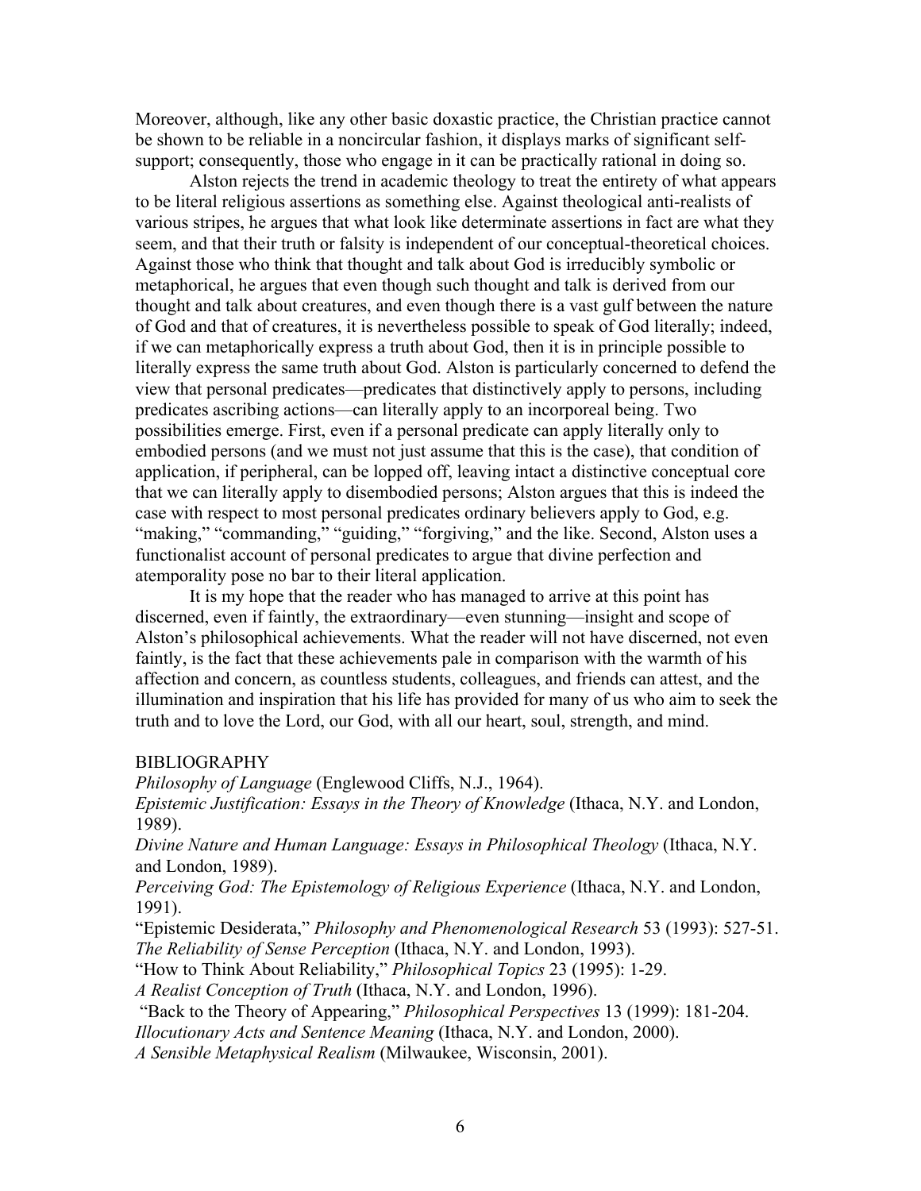Moreover, although, like any other basic doxastic practice, the Christian practice cannot be shown to be reliable in a noncircular fashion, it displays marks of significant self-support; consequently, those who engage in it can be practically rational in doing so.

Alston rejects the trend in academic theology to treat the entirety of what appears to be literal religious assertions as something else. Against theological anti-realists of various stripes, he argues that what look like determinate assertions in fact are what they seem, and that their truth or falsity is independent of our conceptual-theoretical choices. Against those who think that thought and talk about God is irreducibly symbolic or metaphorical, he argues that even though such thought and talk is derived from our thought and talk about creatures, and even though there is a vast gulf between the nature of God and that of creatures, it is nevertheless possible to speak of God literally; indeed, if we can metaphorically express a truth about God, then it is in principle possible to literally express the same truth about God. Alston is particularly concerned to defend the view that personal predicates—predicates that distinctively apply to persons, including predicates ascribing actions—can literally apply to an incorporeal being. Two possibilities emerge. First, even if a personal predicate can apply literally only to embodied persons (and we must not just assume that this is the case), that condition of application, if peripheral, can be lopped off, leaving intact a distinctive conceptual core that we can literally apply to disembodied persons; Alston argues that this is indeed the case with respect to most personal predicates ordinary believers apply to God, e.g. "making," "commanding," "guiding," "forgiving," and the like. Second, Alston uses a functionalist account of personal predicates to argue that divine perfection and atemporality pose no bar to their literal application.

It is my hope that the reader who has managed to arrive at this point has discerned, even if faintly, the extraordinary—even stunning—insight and scope of Alston's philosophical achievements. What the reader will not have discerned, not even faintly, is the fact that these achievements pale in comparison with the warmth of his affection and concern, as countless students, colleagues, and friends can attest, and the illumination and inspiration that his life has provided for many of us who aim to seek the truth and to love the Lord, our God, with all our heart, soul, strength, and mind.

## BIBLIOGRAPHY

*Philosophy of Language* (Englewood Cliffs, N.J., 1964).

*Epistemic Justification: Essays in the Theory of Knowledge* (Ithaca, N.Y. and London, 1989).

*Divine Nature and Human Language: Essays in Philosophical Theology* (Ithaca, N.Y. and London, 1989).

*Perceiving God: The Epistemology of Religious Experience* (Ithaca, N.Y. and London, 1991).

"Epistemic Desiderata," *Philosophy and Phenomenological Research* 53 (1993): 527-51.

*The Reliability of Sense Perception* (Ithaca, N.Y. and London, 1993).

"How to Think About Reliability," *Philosophical Topics* 23 (1995): 1-29.

*A Realist Conception of Truth* (Ithaca, N.Y. and London, 1996).

"Back to the Theory of Appearing," *Philosophical Perspectives* 13 (1999): 181-204.

*Illocutionary Acts and Sentence Meaning* (Ithaca, N.Y. and London, 2000).

*A Sensible Metaphysical Realism* (Milwaukee, Wisconsin, 2001).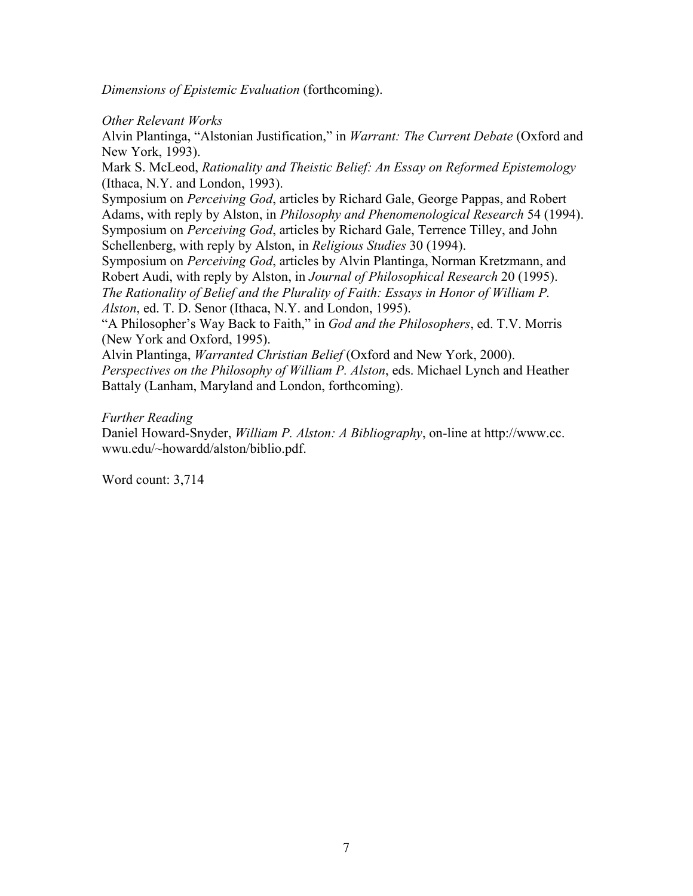*Dimensions of Epistemic Evaluation* (forthcoming).

*Other Relevant Works*

Alvin Plantinga, "Alstonian Justification," in *Warrant: The Current Debate* (Oxford and New York, 1993).

Mark S. McLeod, *Rationality and Theistic Belief: An Essay on Reformed Epistemology* (Ithaca, N.Y. and London, 1993).

Symposium on *Perceiving God*, articles by Richard Gale, George Pappas, and Robert Adams, with reply by Alston, in *Philosophy and Phenomenological Research* 54 (1994).

Symposium on *Perceiving God*, articles by Richard Gale, Terrence Tilley, and John Schellenberg, with reply by Alston, in *Religious Studies* 30 (1994).

Symposium on *Perceiving God*, articles by Alvin Plantinga, Norman Kretzmann, and Robert Audi, with reply by Alston, in *Journal of Philosophical Research* 20 (1995).

*The Rationality of Belief and the Plurality of Faith: Essays in Honor of William P. Alston*, ed. T. D. Senor (Ithaca, N.Y. and London, 1995).

"A Philosopher's Way Back to Faith," in *God and the Philosophers*, ed. T.V. Morris (New York and Oxford, 1995).

Alvin Plantinga, *Warranted Christian Belief* (Oxford and New York, 2000).

*Perspectives on the Philosophy of William P. Alston*, eds. Michael Lynch and Heather Battaly (Lanham, Maryland and London, forthcoming).

*Further Reading*

Daniel Howard-Snyder, *William P. Alston: A Bibliography*, on-line at http://www.cc.wwu.edu/~howardd/alston/biblio.pdf.

Word count: 3,714